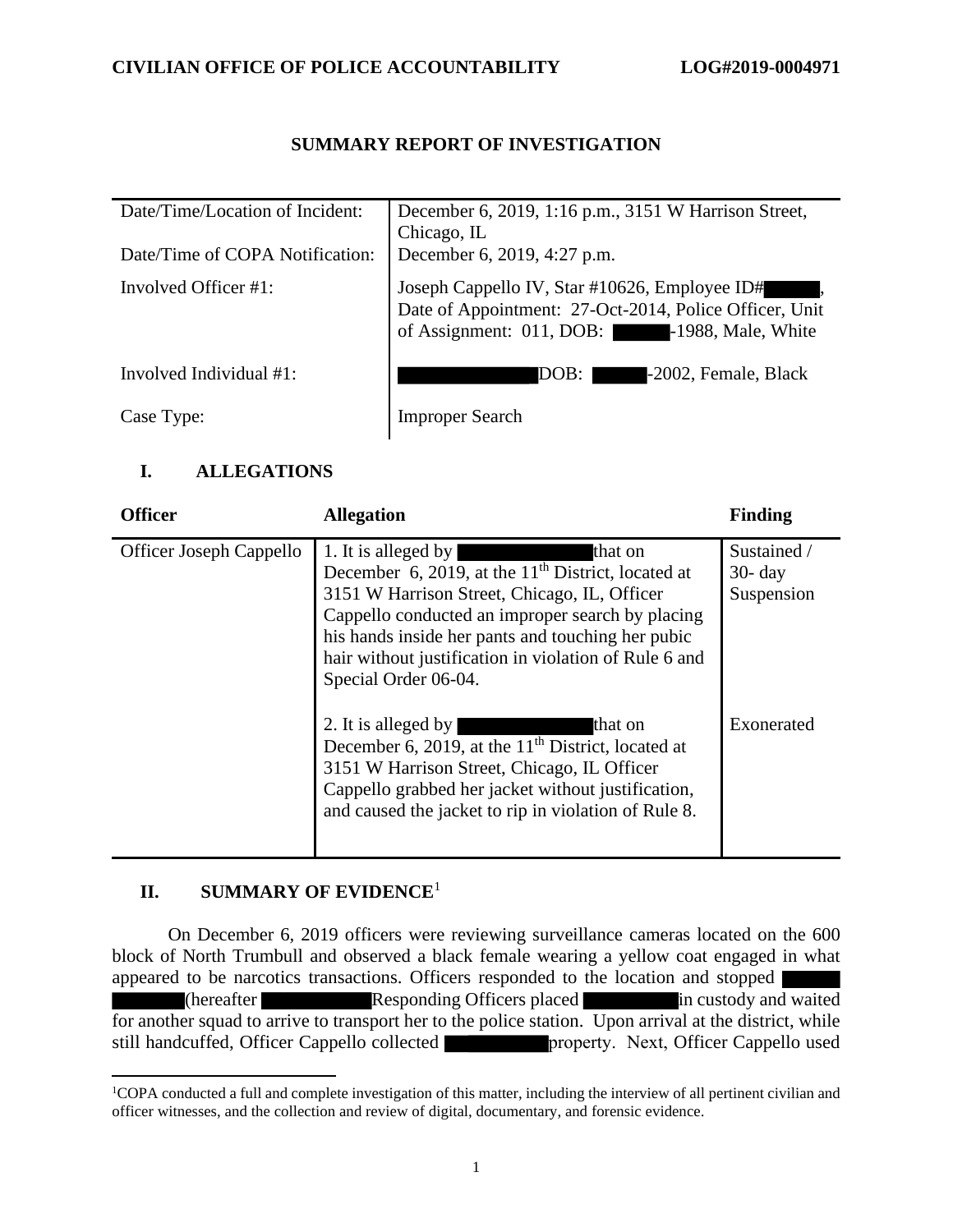**CIVILIAN OFFICE OF POLICE ACCOUNTABILITY** **LOG#2019-0004971**

# SUMMARY REPORT OF INVESTIGATION

| | |
|---|---|
| Date/Time/Location of Incident: | December 6, 2019, 1:16 p.m., 3151 W Harrison Street, Chicago, IL |
| Date/Time of COPA Notification: | December 6, 2019, 4:27 p.m. |
| Involved Officer #1: | Joseph Cappello IV, Star #10626, Employee ID# ██████, Date of Appointment: 27-Oct-2014, Police Officer, Unit of Assignment: 011, DOB: ██████-1988, Male, White |
| Involved Individual #1: | ████████████ DOB: ██████-2002, Female, Black |
| Case Type: | Improper Search |

## I. ALLEGATIONS

| Officer | Allegation | Finding |
|---|---|---|
| Officer Joseph Cappello | 1. It is alleged by ████████████ that on December 6, 2019, at the 11th District, located at 3151 W Harrison Street, Chicago, IL, Officer Cappello conducted an improper search by placing his hands inside her pants and touching her pubic hair without justification in violation of Rule 6 and Special Order 06-04. | Sustained / 30- day Suspension |
| | 2. It is alleged by ████████████ that on December 6, 2019, at the 11th District, located at 3151 W Harrison Street, Chicago, IL Officer Cappello grabbed her jacket without justification, and caused the jacket to rip in violation of Rule 8. | Exonerated |

## II. SUMMARY OF EVIDENCE[1]

On December 6, 2019 officers were reviewing surveillance cameras located on the 600 block of North Trumbull and observed a black female wearing a yellow coat engaged in what appeared to be narcotics transactions. Officers responded to the location and stopped ████████████ (hereafter ██████████ Responding Officers placed ██████████ in custody and waited for another squad to arrive to transport her to the police station. Upon arrival at the district, while still handcuffed, Officer Cappello collected ██████████ property. Next, Officer Cappello used

[1]COPA conducted a full and complete investigation of this matter, including the interview of all pertinent civilian and officer witnesses, and the collection and review of digital, documentary, and forensic evidence.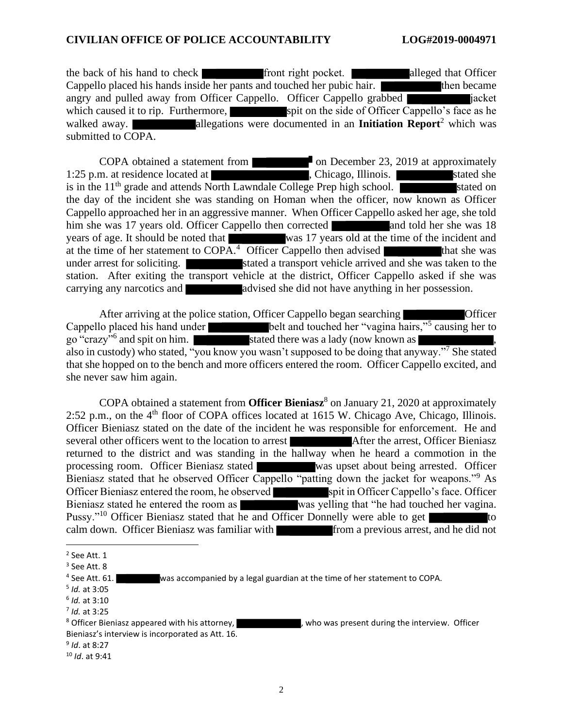the back of his hand to check [REDACTED] front right pocket. [REDACTED] alleged that Officer Cappello placed his hands inside her pants and touched her pubic hair. [REDACTED] then became angry and pulled away from Officer Cappello. Officer Cappello grabbed [REDACTED] jacket which caused it to rip. Furthermore, [REDACTED] spit on the side of Officer Cappello's face as he walked away. [REDACTED] allegations were documented in an **Initiation Report**[2] which was submitted to COPA.

COPA obtained a statement from [REDACTED] on December 23, 2019 at approximately 1:25 p.m. at residence located at [REDACTED], Chicago, Illinois. [REDACTED] stated she is in the 11th grade and attends North Lawndale College Prep high school. [REDACTED] stated on the day of the incident she was standing on Homan when the officer, now known as Officer Cappello approached her in an aggressive manner. When Officer Cappello asked her age, she told him she was 17 years old. Officer Cappello then corrected [REDACTED] and told her she was 18 years of age. It should be noted that [REDACTED] was 17 years old at the time of the incident and at the time of her statement to COPA.[4] Officer Cappello then advised [REDACTED] that she was under arrest for soliciting. [REDACTED] stated a transport vehicle arrived and she was taken to the station. After exiting the transport vehicle at the district, Officer Cappello asked if she was carrying any narcotics and [REDACTED] advised she did not have anything in her possession.

After arriving at the police station, Officer Cappello began searching [REDACTED] Officer Cappello placed his hand under [REDACTED] belt and touched her "vagina hairs,"[5] causing her to go "crazy"[6] and spit on him. [REDACTED] stated there was a lady (now known as [REDACTED], also in custody) who stated, "you know you wasn't supposed to be doing that anyway."[7] She stated that she hopped on to the bench and more officers entered the room. Officer Cappello excited, and she never saw him again.

COPA obtained a statement from **Officer Bieniasz**[8] on January 21, 2020 at approximately 2:52 p.m., on the 4th floor of COPA offices located at 1615 W. Chicago Ave, Chicago, Illinois. Officer Bieniasz stated on the date of the incident he was responsible for enforcement. He and several other officers went to the location to arrest [REDACTED] After the arrest, Officer Bieniasz returned to the district and was standing in the hallway when he heard a commotion in the processing room. Officer Bieniasz stated [REDACTED] was upset about being arrested. Officer Bieniasz stated that he observed Officer Cappello "patting down the jacket for weapons."[9] As Officer Bieniasz entered the room, he observed [REDACTED] spit in Officer Cappello's face. Officer Bieniasz stated he entered the room as [REDACTED] was yelling that "he had touched her vagina. Pussy."[10] Officer Bieniasz stated that he and Officer Donnelly were able to get [REDACTED] to calm down. Officer Bieniasz was familiar with [REDACTED] from a previous arrest, and he did not

---

[2] See Att. 1

[3] See Att. 8

[4] See Att. 61. [REDACTED] was accompanied by a legal guardian at the time of her statement to COPA.

[5] *Id.* at 3:05

[6] *Id.* at 3:10

[7] *Id.* at 3:25

[8] Officer Bieniasz appeared with his attorney, [REDACTED], who was present during the interview. Officer Bieniasz's interview is incorporated as Att. 16.

[9] *Id*. at 8:27

[10] *Id*. at 9:41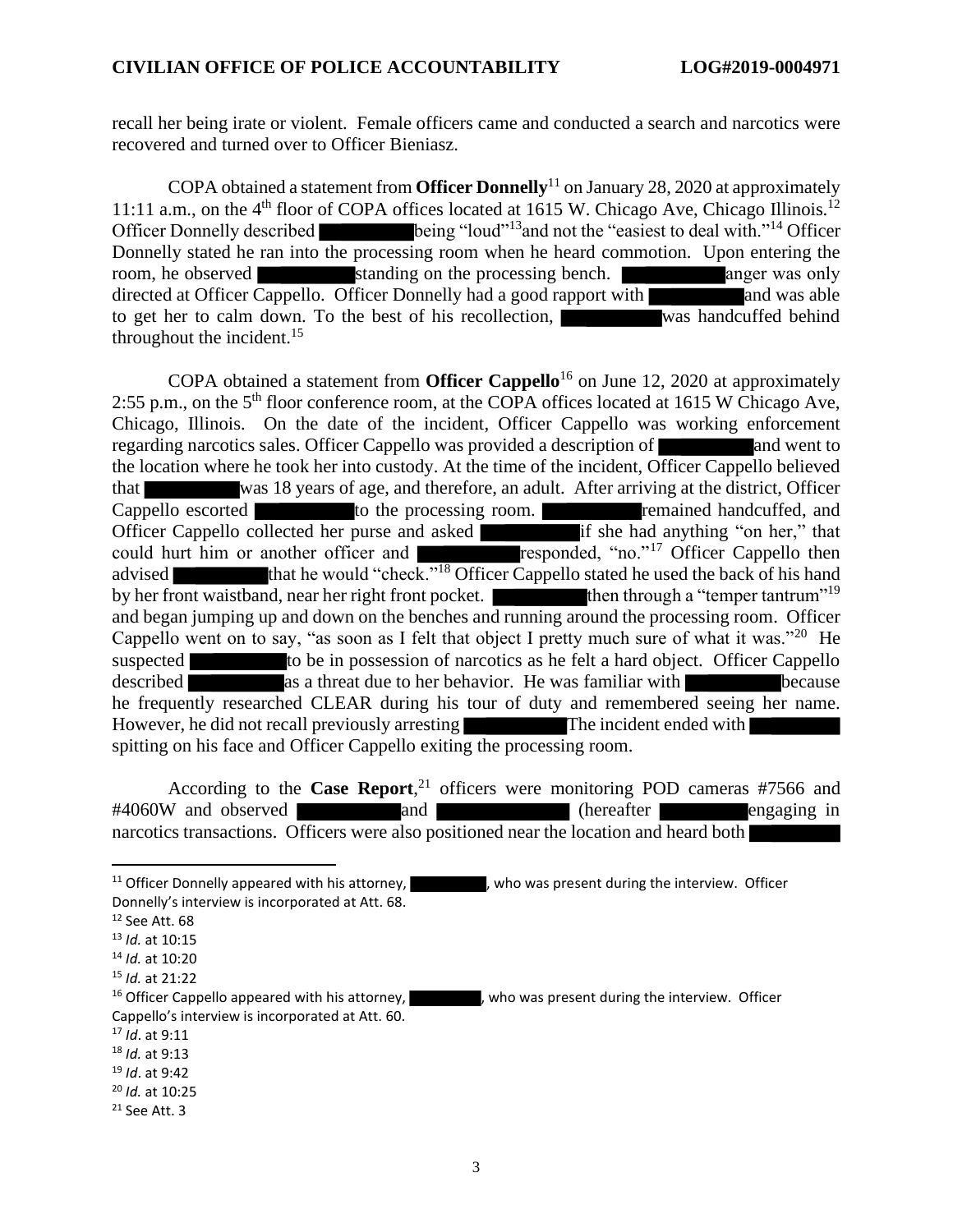recall her being irate or violent. Female officers came and conducted a search and narcotics were recovered and turned over to Officer Bieniasz.

COPA obtained a statement from **Officer Donnelly**[11] on January 28, 2020 at approximately 11:11 a.m., on the 4th floor of COPA offices located at 1615 W. Chicago Ave, Chicago Illinois.[12] Officer Donnelly described ██████ being "loud"[13] and not the "easiest to deal with."[14] Officer Donnelly stated he ran into the processing room when he heard commotion. Upon entering the room, he observed ██████ standing on the processing bench. ██████ anger was only directed at Officer Cappello. Officer Donnelly had a good rapport with ██████ and was able to get her to calm down. To the best of his recollection, ██████ was handcuffed behind throughout the incident.[15]

COPA obtained a statement from **Officer Cappello**[16] on June 12, 2020 at approximately 2:55 p.m., on the 5th floor conference room, at the COPA offices located at 1615 W Chicago Ave, Chicago, Illinois. On the date of the incident, Officer Cappello was working enforcement regarding narcotics sales. Officer Cappello was provided a description of ██████ and went to the location where he took her into custody. At the time of the incident, Officer Cappello believed that ██████ was 18 years of age, and therefore, an adult. After arriving at the district, Officer Cappello escorted ██████ to the processing room. ██████ remained handcuffed, and Officer Cappello collected her purse and asked ██████ if she had anything "on her," that could hurt him or another officer and ██████ responded, "no."[17] Officer Cappello then advised ██████ that he would "check."[18] Officer Cappello stated he used the back of his hand by her front waistband, near her right front pocket. ██████ then through a "temper tantrum"[19] and began jumping up and down on the benches and running around the processing room. Officer Cappello went on to say, "as soon as I felt that object I pretty much sure of what it was."[20] He suspected ██████ to be in possession of narcotics as he felt a hard object. Officer Cappello described ██████ as a threat due to her behavior. He was familiar with ██████ because he frequently researched CLEAR during his tour of duty and remembered seeing her name. However, he did not recall previously arresting ██████ The incident ended with ██████ spitting on his face and Officer Cappello exiting the processing room.

According to the **Case Report**,[21] officers were monitoring POD cameras #7566 and #4060W and observed ██████ and ██████ (hereafter ██████ engaging in narcotics transactions. Officers were also positioned near the location and heard both ██████

---

[11] Officer Donnelly appeared with his attorney, ██████, who was present during the interview. Officer Donnelly's interview is incorporated at Att. 68.

[12] See Att. 68

[13] *Id.* at 10:15

[14] *Id.* at 10:20

[15] *Id.* at 21:22

[16] Officer Cappello appeared with his attorney, ██████, who was present during the interview. Officer Cappello's interview is incorporated at Att. 60.

[17] *Id*. at 9:11

[18] *Id.* at 9:13

[19] *Id*. at 9:42

[20] *Id.* at 10:25

[21] See Att. 3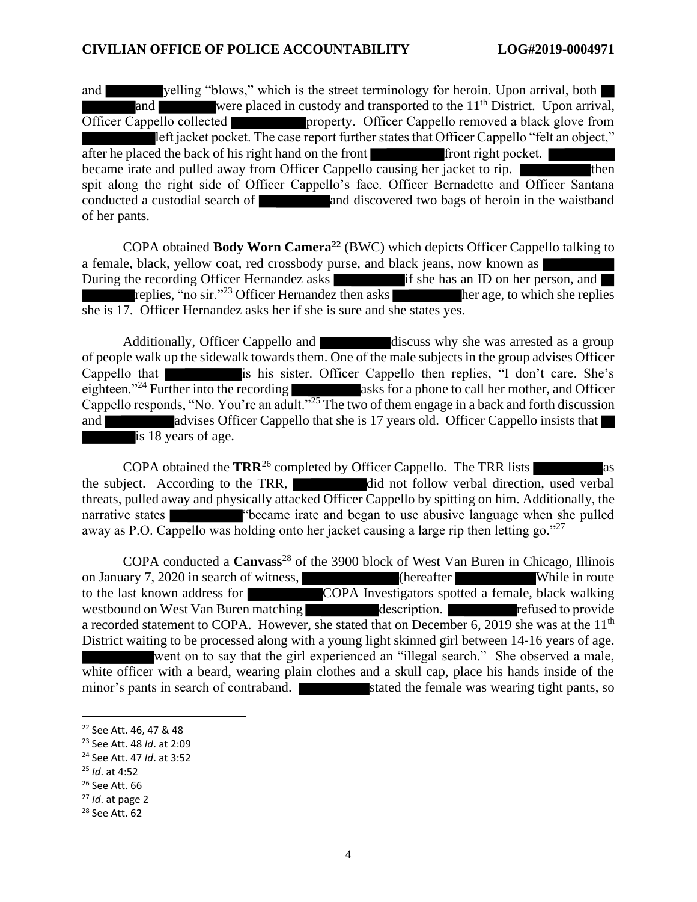and ████ yelling "blows," which is the street terminology for heroin. Upon arrival, both ████ and ████ were placed in custody and transported to the 11th District. Upon arrival, Officer Cappello collected ████ property. Officer Cappello removed a black glove from ████ left jacket pocket. The case report further states that Officer Cappello "felt an object," after he placed the back of his right hand on the front ████ front right pocket. ████ became irate and pulled away from Officer Cappello causing her jacket to rip. ████ then spit along the right side of Officer Cappello's face. Officer Bernadette and Officer Santana conducted a custodial search of ████ and discovered two bags of heroin in the waistband of her pants.

COPA obtained **Body Worn Camera**[22] (BWC) which depicts Officer Cappello talking to a female, black, yellow coat, red crossbody purse, and black jeans, now known as ████. During the recording Officer Hernandez asks ████ if she has an ID on her person, and ████ replies, "no sir."[23] Officer Hernandez then asks ████ her age, to which she replies she is 17. Officer Hernandez asks her if she is sure and she states yes.

Additionally, Officer Cappello and ████ discuss why she was arrested as a group of people walk up the sidewalk towards them. One of the male subjects in the group advises Officer Cappello that ████ is his sister. Officer Cappello then replies, "I don't care. She's eighteen."[24] Further into the recording ████ asks for a phone to call her mother, and Officer Cappello responds, "No. You're an adult."[25] The two of them engage in a back and forth discussion and ████ advises Officer Cappello that she is 17 years old. Officer Cappello insists that ████ is 18 years of age.

COPA obtained the **TRR**[26] completed by Officer Cappello. The TRR lists ████ as the subject. According to the TRR, ████ did not follow verbal direction, used verbal threats, pulled away and physically attacked Officer Cappello by spitting on him. Additionally, the narrative states ████ "became irate and began to use abusive language when she pulled away as P.O. Cappello was holding onto her jacket causing a large rip then letting go."[27]

COPA conducted a **Canvass**[28] of the 3900 block of West Van Buren in Chicago, Illinois on January 7, 2020 in search of witness, ████ (hereafter ████ While in route to the last known address for ████ COPA Investigators spotted a female, black walking westbound on West Van Buren matching ████ description. ████ refused to provide a recorded statement to COPA. However, she stated that on December 6, 2019 she was at the 11th District waiting to be processed along with a young light skinned girl between 14-16 years of age. ████ went on to say that the girl experienced an "illegal search." She observed a male, white officer with a beard, wearing plain clothes and a skull cap, place his hands inside of the minor's pants in search of contraband. ████ stated the female was wearing tight pants, so

---

[22] See Att. 46, 47 & 48

[23] See Att. 48 *Id*. at 2:09

[24] See Att. 47 *Id*. at 3:52

[25] *Id*. at 4:52

[26] See Att. 66

[27] *Id*. at page 2

[28] See Att. 62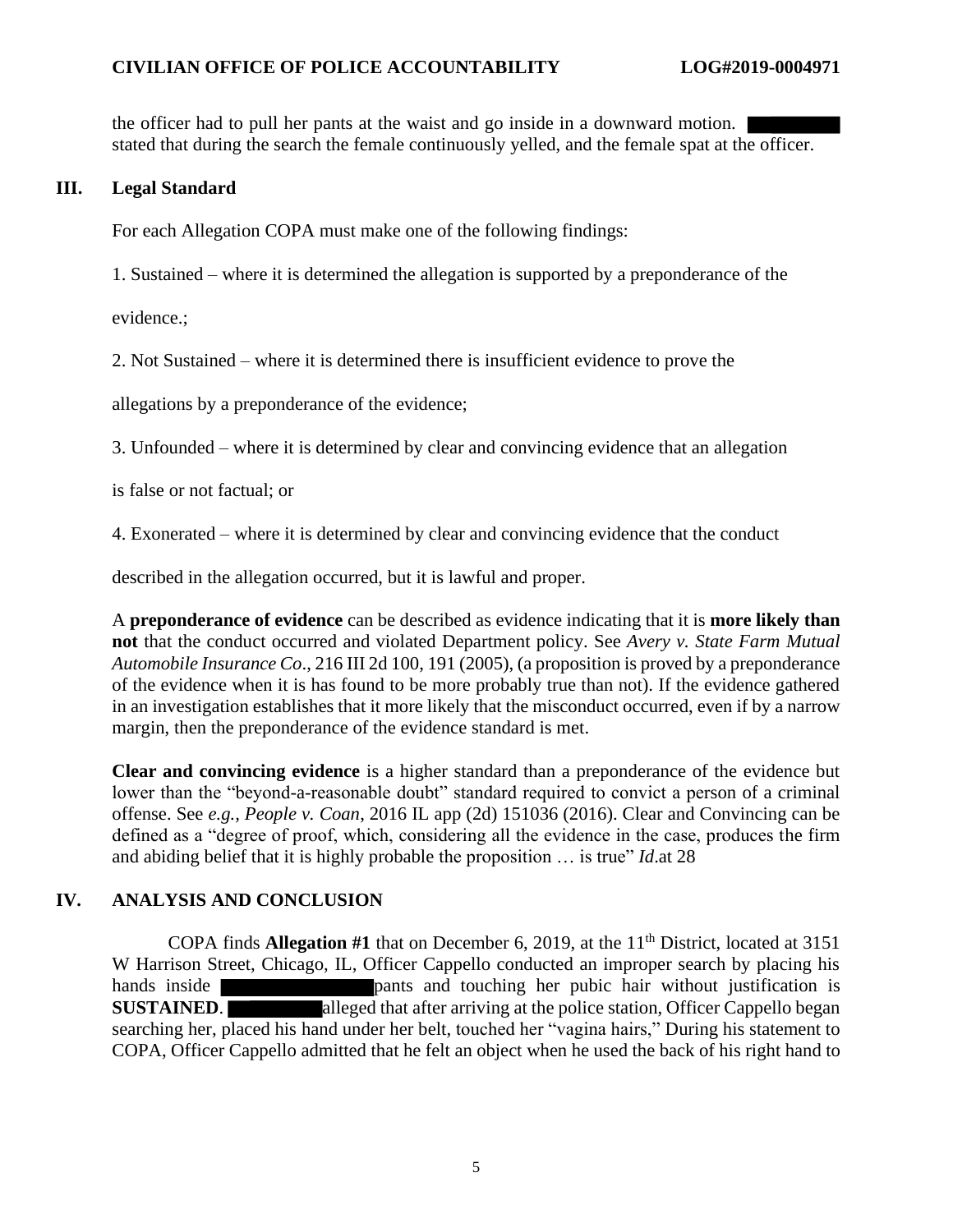the officer had to pull her pants at the waist and go inside in a downward motion. ████████ stated that during the search the female continuously yelled, and the female spat at the officer.

## III. Legal Standard

For each Allegation COPA must make one of the following findings:

1. Sustained – where it is determined the allegation is supported by a preponderance of the evidence.;

2. Not Sustained – where it is determined there is insufficient evidence to prove the allegations by a preponderance of the evidence;

3. Unfounded – where it is determined by clear and convincing evidence that an allegation is false or not factual; or

4. Exonerated – where it is determined by clear and convincing evidence that the conduct described in the allegation occurred, but it is lawful and proper.

A **preponderance of evidence** can be described as evidence indicating that it is **more likely than not** that the conduct occurred and violated Department policy. See *Avery v. State Farm Mutual Automobile Insurance Co*., 216 III 2d 100, 191 (2005), (a proposition is proved by a preponderance of the evidence when it is has found to be more probably true than not). If the evidence gathered in an investigation establishes that it more likely that the misconduct occurred, even if by a narrow margin, then the preponderance of the evidence standard is met.

**Clear and convincing evidence** is a higher standard than a preponderance of the evidence but lower than the "beyond-a-reasonable doubt" standard required to convict a person of a criminal offense. See *e.g., People v. Coan*, 2016 IL app (2d) 151036 (2016). Clear and Convincing can be defined as a "degree of proof, which, considering all the evidence in the case, produces the firm and abiding belief that it is highly probable the proposition … is true" *Id*.at 28

## IV. ANALYSIS AND CONCLUSION

COPA finds **Allegation #1** that on December 6, 2019, at the 11th District, located at 3151 W Harrison Street, Chicago, IL, Officer Cappello conducted an improper search by placing his hands inside ████████████ pants and touching her pubic hair without justification is **SUSTAINED**. ████████ alleged that after arriving at the police station, Officer Cappello began searching her, placed his hand under her belt, touched her "vagina hairs," During his statement to COPA, Officer Cappello admitted that he felt an object when he used the back of his right hand to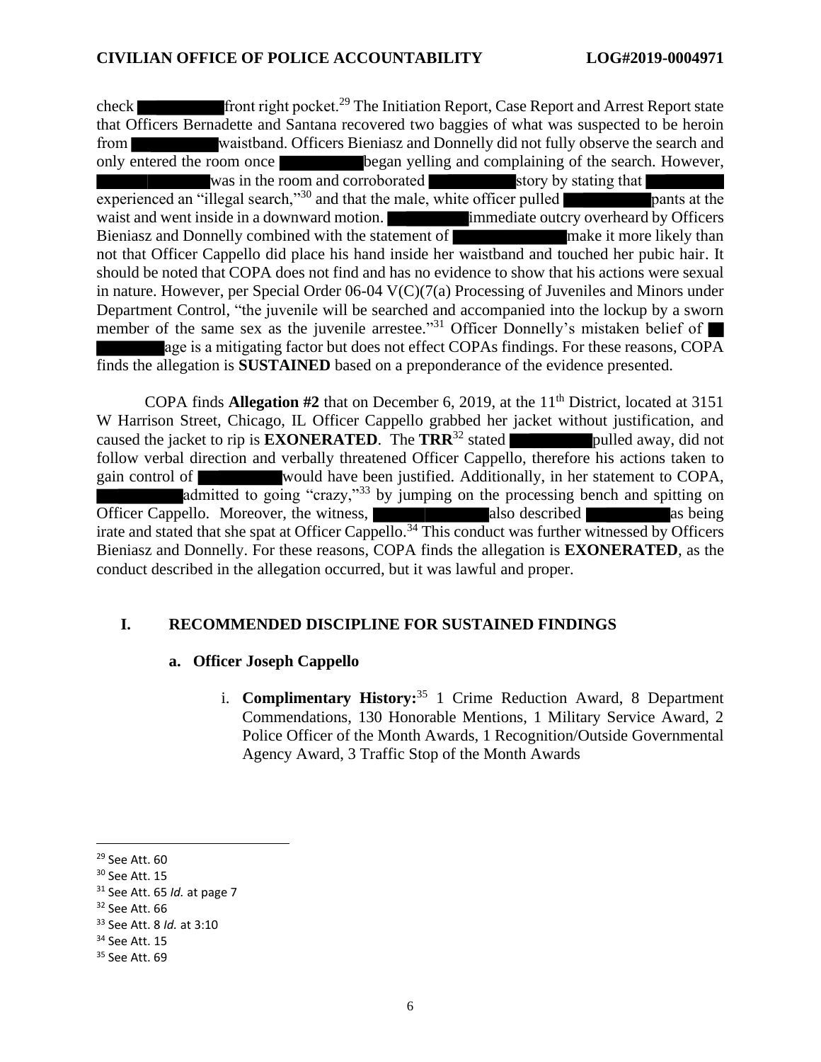check ██████ front right pocket.[29] The Initiation Report, Case Report and Arrest Report state that Officers Bernadette and Santana recovered two baggies of what was suspected to be heroin from ██████ waistband. Officers Bieniasz and Donnelly did not fully observe the search and only entered the room once ██████ began yelling and complaining of the search. However, ██████ was in the room and corroborated ██████ story by stating that ██████ experienced an "illegal search,"[30] and that the male, white officer pulled ██████ pants at the waist and went inside in a downward motion. ██████ immediate outcry overheard by Officers Bieniasz and Donnelly combined with the statement of ██████ make it more likely than not that Officer Cappello did place his hand inside her waistband and touched her pubic hair. It should be noted that COPA does not find and has no evidence to show that his actions were sexual in nature. However, per Special Order 06-04 V(C)(7(a) Processing of Juveniles and Minors under Department Control, "the juvenile will be searched and accompanied into the lockup by a sworn member of the same sex as the juvenile arrestee."[31] Officer Donnelly's mistaken belief of ██ ██████ age is a mitigating factor but does not effect COPAs findings. For these reasons, COPA finds the allegation is **SUSTAINED** based on a preponderance of the evidence presented.

COPA finds **Allegation #2** that on December 6, 2019, at the 11th District, located at 3151 W Harrison Street, Chicago, IL Officer Cappello grabbed her jacket without justification, and caused the jacket to rip is **EXONERATED**. The **TRR**[32] stated ██████ pulled away, did not follow verbal direction and verbally threatened Officer Cappello, therefore his actions taken to gain control of ██████ would have been justified. Additionally, in her statement to COPA, ██████ admitted to going "crazy,"[33] by jumping on the processing bench and spitting on Officer Cappello. Moreover, the witness, ██████ also described ██████ as being irate and stated that she spat at Officer Cappello.[34] This conduct was further witnessed by Officers Bieniasz and Donnelly. For these reasons, COPA finds the allegation is **EXONERATED**, as the conduct described in the allegation occurred, but it was lawful and proper.

## I. RECOMMENDED DISCIPLINE FOR SUSTAINED FINDINGS

### a. Officer Joseph Cappello

i. **Complimentary History:**[35] 1 Crime Reduction Award, 8 Department Commendations, 130 Honorable Mentions, 1 Military Service Award, 2 Police Officer of the Month Awards, 1 Recognition/Outside Governmental Agency Award, 3 Traffic Stop of the Month Awards

---

[29] See Att. 60

[30] See Att. 15

[31] See Att. 65 *Id.* at page 7

[32] See Att. 66

[33] See Att. 8 *Id.* at 3:10

[34] See Att. 15

[35] See Att. 69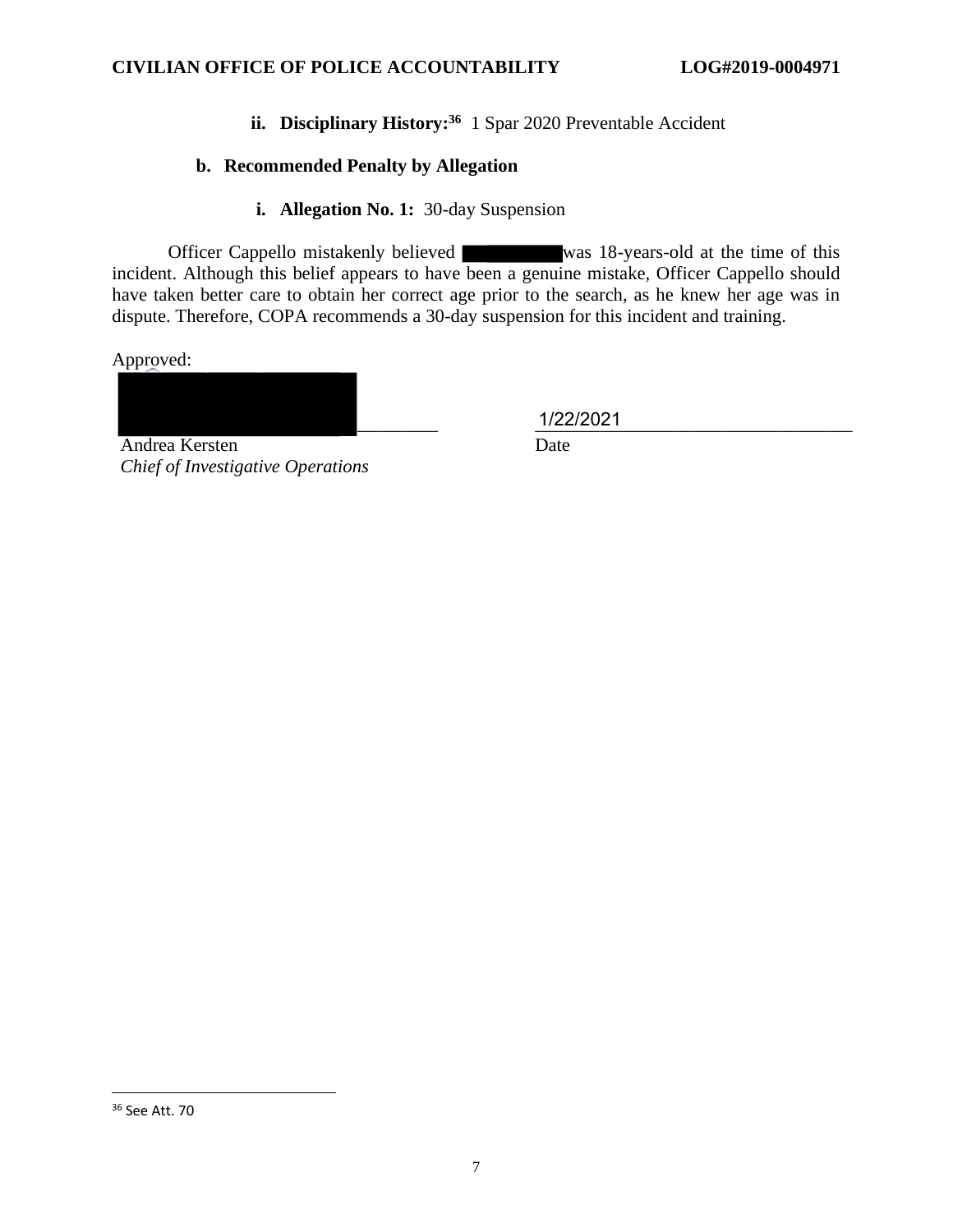**ii. Disciplinary History:**[36] 1 Spar 2020 Preventable Accident

**b. Recommended Penalty by Allegation**

**i. Allegation No. 1:** 30-day Suspension

Officer Cappello mistakenly believed ██████████ was 18-years-old at the time of this incident. Although this belief appears to have been a genuine mistake, Officer Cappello should have taken better care to obtain her correct age prior to the search, as he knew her age was in dispute. Therefore, COPA recommends a 30-day suspension for this incident and training.

Approved:

██████████████████______________ 1/22/2021______________

Andrea Kersten Date

*Chief of Investigative Operations*

---

[36] See Att. 70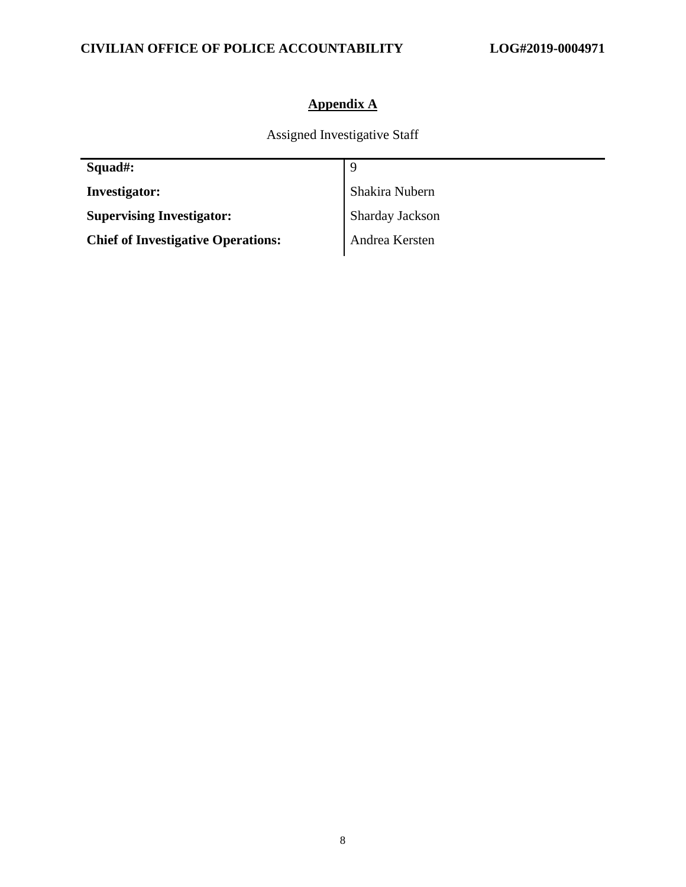## Appendix A

Assigned Investigative Staff

| | |
|---|---|
| **Squad#:** | 9 |
| **Investigator:** | Shakira Nubern |
| **Supervising Investigator:** | Sharday Jackson |
| **Chief of Investigative Operations:** | Andrea Kersten |